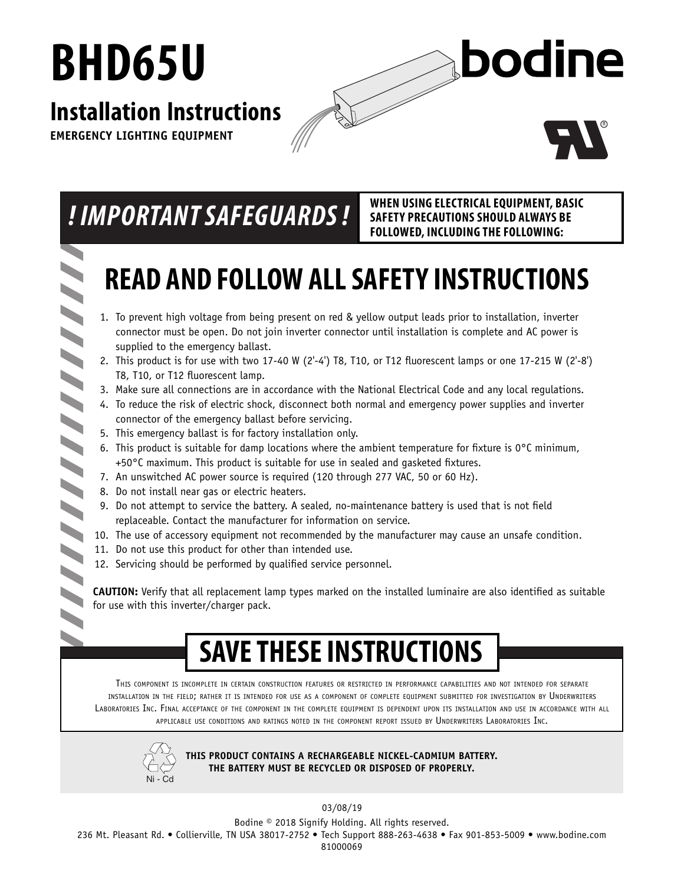# BHD65U

## Installation Instructions

**EMERGENCY LIGHTING EQUIPMENT**

bodine

## *! IMPORTANT SAFEGUARDS !*

**WHEN USING ELECTRICAL EQUIPMENT, BASIC SAFETY PRECAUTIONS SHOULD ALWAYS BE FOLLOWED, INCLUDING THE FOLLOWING:**

# READ AND FOLLOW ALL SAFETY INSTRUCTIONS

1. To prevent high voltage from being present on red & yellow output leads prior to installation, inverter connector must be open. Do not join inverter connector until installation is complete and AC power is supplied to the emergency ballast.
2. This product is for use with two 17-40 W (2'-4') T8, T10, or T12 fluorescent lamps or one 17-215 W (2'-8') T8, T10, or T12 fluorescent lamp.
3. Make sure all connections are in accordance with the National Electrical Code and any local regulations.
4. To reduce the risk of electric shock, disconnect both normal and emergency power supplies and inverter connector of the emergency ballast before servicing.
5. This emergency ballast is for factory installation only.
6. This product is suitable for damp locations where the ambient temperature for fixture is 0°C minimum, +50°C maximum. This product is suitable for use in sealed and gasketed fixtures.
7. An unswitched AC power source is required (120 through 277 VAC, 50 or 60 Hz).
8. Do not install near gas or electric heaters.
9. Do not attempt to service the battery. A sealed, no-maintenance battery is used that is not field replaceable. Contact the manufacturer for information on service.
10. The use of accessory equipment not recommended by the manufacturer may cause an unsafe condition.
11. Do not use this product for other than intended use.
12. Servicing should be performed by qualified service personnel.

**CAUTION:** Verify that all replacement lamp types marked on the installed luminaire are also identified as suitable for use with this inverter/charger pack.

# SAVE THESE INSTRUCTIONS

This component is incomplete in certain construction features or restricted in performance capabilities and not intended for separate installation in the field; rather it is intended for use as a component of complete equipment submitted for investigation by Underwriters Laboratories Inc. Final acceptance of the component in the complete equipment is dependent upon its installation and use in accordance with all applicable use conditions and ratings noted in the component report issued by Underwriters Laboratories Inc.

Ni - Cd

**THIS PRODUCT CONTAINS A RECHARGEABLE NICKEL-CADMIUM BATTERY. THE BATTERY MUST BE RECYCLED OR DISPOSED OF PROPERLY.**

03/08/19

Bodine © 2018 Signify Holding. All rights reserved.

236 Mt. Pleasant Rd. • Collierville, TN USA 38017-2752 • Tech Support 888-263-4638 • Fax 901-853-5009 • www.bodine.com

81000069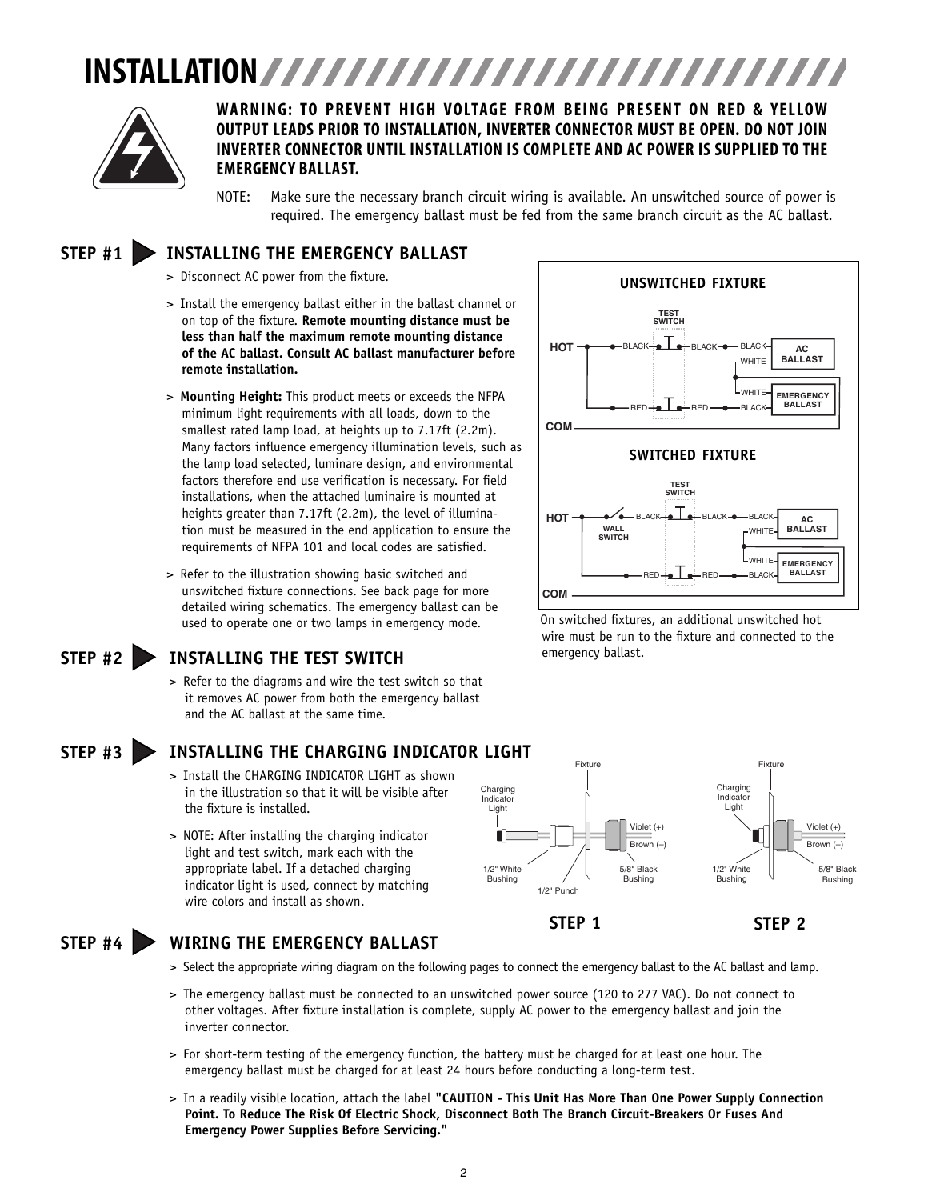# INSTALLATION

**WARNING: TO PREVENT HIGH VOLTAGE FROM BEING PRESENT ON RED & YELLOW OUTPUT LEADS PRIOR TO INSTALLATION, INVERTER CONNECTOR MUST BE OPEN. DO NOT JOIN INVERTER CONNECTOR UNTIL INSTALLATION IS COMPLETE AND AC POWER IS SUPPLIED TO THE EMERGENCY BALLAST.**

NOTE: Make sure the necessary branch circuit wiring is available. An unswitched source of power is required. The emergency ballast must be fed from the same branch circuit as the AC ballast.

## STEP #1 INSTALLING THE EMERGENCY BALLAST

- Disconnect AC power from the fixture.
- Install the emergency ballast either in the ballast channel or on top of the fixture. **Remote mounting distance must be less than half the maximum remote mounting distance of the AC ballast. Consult AC ballast manufacturer before remote installation.**
- **Mounting Height:** This product meets or exceeds the NFPA minimum light requirements with all loads, down to the smallest rated lamp load, at heights up to 7.17ft (2.2m). Many factors influence emergency illumination levels, such as the lamp load selected, luminare design, and environmental factors therefore end use verification is necessary. For field installations, when the attached luminaire is mounted at heights greater than 7.17ft (2.2m), the level of illumination must be measured in the end application to ensure the requirements of NFPA 101 and local codes are satisfied.
- Refer to the illustration showing basic switched and unswitched fixture connections. See back page for more detailed wiring schematics. The emergency ballast can be used to operate one or two lamps in emergency mode.

UNSWITCHED FIXTURE

TEST SWITCH
HOT
BLACK
BLACK
BLACK
WHITE
AC BALLAST
WHITE
RED
RED
BLACK
EMERGENCY BALLAST
COM

SWITCHED FIXTURE

TEST SWITCH
HOT
WALL SWITCH
BLACK
BLACK
BLACK
WHITE
AC BALLAST
WHITE
RED
RED
BLACK
EMERGENCY BALLAST
COM

On switched fixtures, an additional unswitched hot wire must be run to the fixture and connected to the emergency ballast.

## STEP #2 INSTALLING THE TEST SWITCH

- Refer to the diagrams and wire the test switch so that it removes AC power from both the emergency ballast and the AC ballast at the same time.

## STEP #3 INSTALLING THE CHARGING INDICATOR LIGHT

- Install the CHARGING INDICATOR LIGHT as shown in the illustration so that it will be visible after the fixture is installed.
- NOTE: After installing the charging indicator light and test switch, mark each with the appropriate label. If a detached charging indicator light is used, connect by matching wire colors and install as shown.

Fixture
Charging Indicator Light
Violet (+)
Brown (–)
1/2" White Bushing
5/8" Black Bushing
1/2" Punch

**STEP 1**

Fixture
Charging Indicator Light
Violet (+)
Brown (–)
1/2" White Bushing
5/8" Black Bushing

**STEP 2**

## STEP #4 WIRING THE EMERGENCY BALLAST

- Select the appropriate wiring diagram on the following pages to connect the emergency ballast to the AC ballast and lamp.
- The emergency ballast must be connected to an unswitched power source (120 to 277 VAC). Do not connect to other voltages. After fixture installation is complete, supply AC power to the emergency ballast and join the inverter connector.
- For short-term testing of the emergency function, the battery must be charged for at least one hour. The emergency ballast must be charged for at least 24 hours before conducting a long-term test.
- In a readily visible location, attach the label **"CAUTION - This Unit Has More Than One Power Supply Connection Point. To Reduce The Risk Of Electric Shock, Disconnect Both The Branch Circuit-Breakers Or Fuses And Emergency Power Supplies Before Servicing."**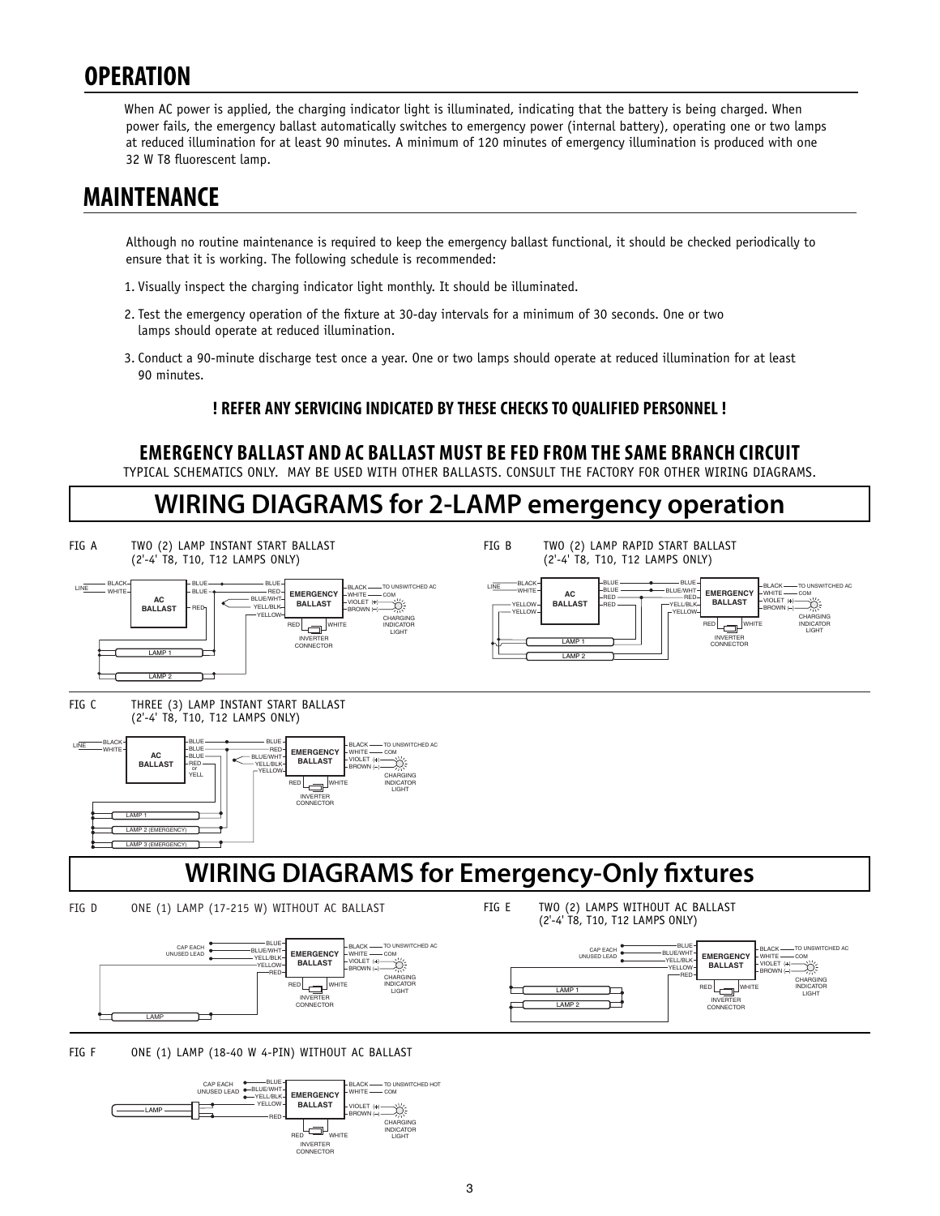## OPERATION

When AC power is applied, the charging indicator light is illuminated, indicating that the battery is being charged. When power fails, the emergency ballast automatically switches to emergency power (internal battery), operating one or two lamps at reduced illumination for at least 90 minutes. A minimum of 120 minutes of emergency illumination is produced with one 32 W T8 fluorescent lamp.

## MAINTENANCE

Although no routine maintenance is required to keep the emergency ballast functional, it should be checked periodically to ensure that it is working. The following schedule is recommended:

1. Visually inspect the charging indicator light monthly. It should be illuminated.
2. Test the emergency operation of the fixture at 30-day intervals for a minimum of 30 seconds. One or two lamps should operate at reduced illumination.
3. Conduct a 90-minute discharge test once a year. One or two lamps should operate at reduced illumination for at least 90 minutes.

**! REFER ANY SERVICING INDICATED BY THESE CHECKS TO QUALIFIED PERSONNEL !**

**EMERGENCY BALLAST AND AC BALLAST MUST BE FED FROM THE SAME BRANCH CIRCUIT**

TYPICAL SCHEMATICS ONLY. MAY BE USED WITH OTHER BALLASTS. CONSULT THE FACTORY FOR OTHER WIRING DIAGRAMS.

## WIRING DIAGRAMS for 2-LAMP emergency operation

FIG A TWO (2) LAMP INSTANT START BALLAST (2'-4' T8, T10, T12 LAMPS ONLY)

LINE BLACK WHITE AC BALLAST BLUE BLUE RED BLUE RED BLUE/WHT YELL/BLK YELLOW EMERGENCY BALLAST BLACK WHITE VIOLET (+) BROWN (–) TO UNSWITCHED AC COM CHARGING INDICATOR LIGHT RED WHITE INVERTER CONNECTOR LAMP 1 LAMP 2

FIG B TWO (2) LAMP RAPID START BALLAST (2'-4' T8, T10, T12 LAMPS ONLY)

LINE BLACK WHITE YELLOW YELLOW AC BALLAST BLUE BLUE RED RED BLUE BLUE/WHT RED YELL/BLK YELLOW EMERGENCY BALLAST BLACK WHITE VIOLET (+) BROWN (–) TO UNSWITCHED AC COM CHARGING INDICATOR LIGHT RED WHITE INVERTER CONNECTOR LAMP 1 LAMP 2

FIG C THREE (3) LAMP INSTANT START BALLAST (2'-4' T8, T10, T12 LAMPS ONLY)

LINE BLACK WHITE AC BALLAST BLUE BLUE BLUE RED or YELL BLUE RED BLUE/WHT YELL/BLK YELLOW EMERGENCY BALLAST BLACK WHITE VIOLET (+) BROWN (–) TO UNSWITCHED AC COM CHARGING INDICATOR LIGHT RED WHITE INVERTER CONNECTOR LAMP 1 LAMP 2 (EMERGENCY) LAMP 3 (EMERGENCY)

## WIRING DIAGRAMS for Emergency-Only fixtures

FIG D ONE (1) LAMP (17-215 W) WITHOUT AC BALLAST

CAP EACH UNUSED LEAD BLUE BLUE/WHT YELL/BLK YELLOW RED EMERGENCY BALLAST BLACK WHITE VIOLET (+) BROWN (–) TO UNSWITCHED AC COM CHARGING INDICATOR LIGHT RED WHITE INVERTER CONNECTOR LAMP

FIG E TWO (2) LAMPS WITHOUT AC BALLAST (2'-4' T8, T10, T12 LAMPS ONLY)

CAP EACH UNUSED LEAD BLUE BLUE/WHT YELL/BLK YELLOW RED EMERGENCY BALLAST BLACK WHITE VIOLET (+) BROWN (–) TO UNSWITCHED AC COM CHARGING INDICATOR LIGHT RED WHITE INVERTER CONNECTOR LAMP 1 LAMP 2

FIG F ONE (1) LAMP (18-40 W 4-PIN) WITHOUT AC BALLAST

CAP EACH UNUSED LEAD BLUE BLUE/WHT YELL/BLK YELLOW RED EMERGENCY BALLAST BLACK WHITE VIOLET (+) BROWN (–) TO UNSWITCHED HOT COM CHARGING INDICATOR LIGHT RED WHITE INVERTER CONNECTOR LAMP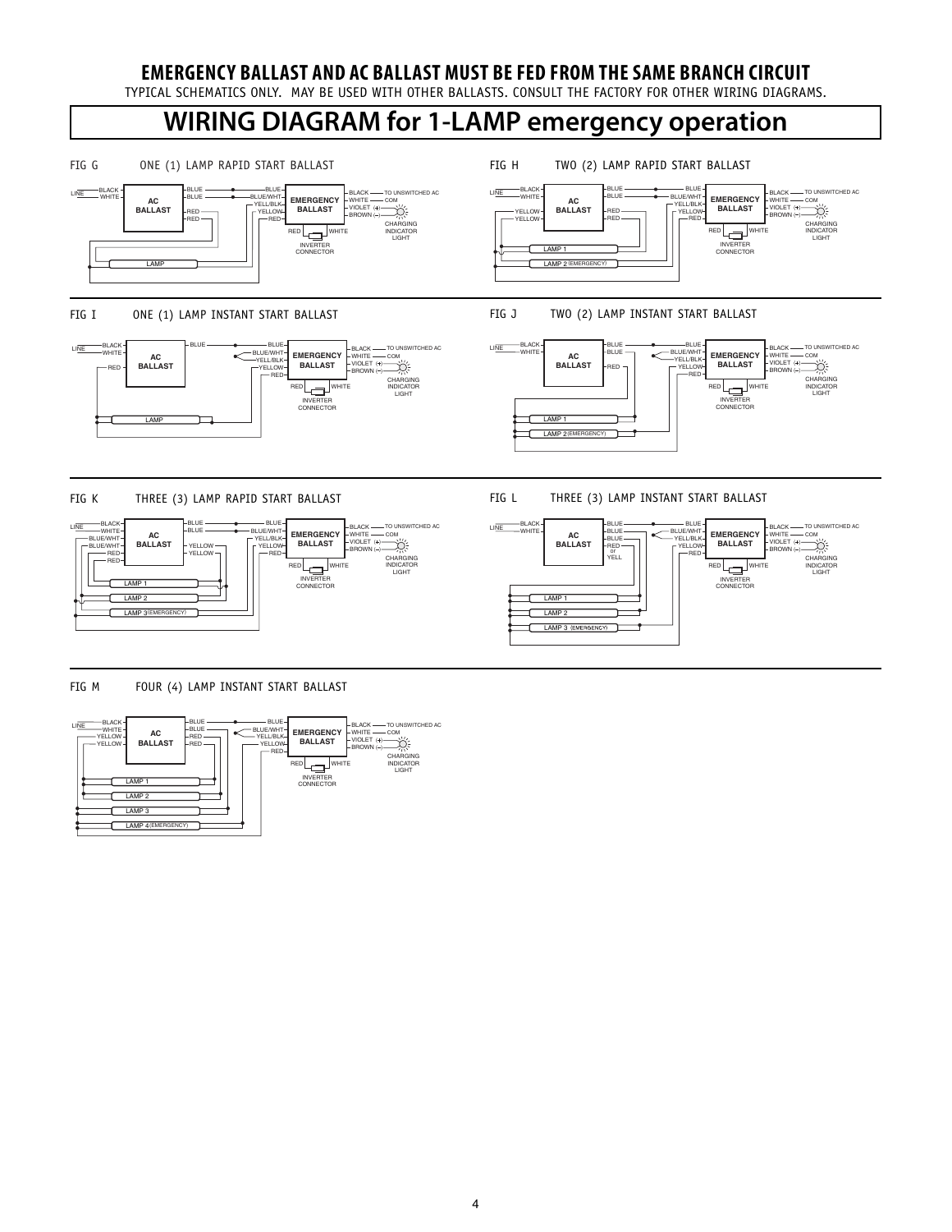# EMERGENCY BALLAST AND AC BALLAST MUST BE FED FROM THE SAME BRANCH CIRCUIT

TYPICAL SCHEMATICS ONLY. MAY BE USED WITH OTHER BALLASTS. CONSULT THE FACTORY FOR OTHER WIRING DIAGRAMS.

## WIRING DIAGRAM for 1-LAMP emergency operation

FIG G ONE (1) LAMP RAPID START BALLAST

LINE
BLACK
WHITE
AC BALLAST
BLUE
BLUE
RED
RED
BLUE
BLUE/WHT
YELL/BLK
YELLOW
RED
EMERGENCY BALLAST
BLACK
WHITE
VIOLET (+)
BROWN (–)
TO UNSWITCHED AC
COM
CHARGING INDICATOR LIGHT
RED
WHITE
INVERTER CONNECTOR
LAMP

FIG H TWO (2) LAMP RAPID START BALLAST

LINE
BLACK
WHITE
YELLOW
YELLOW
AC BALLAST
BLUE
BLUE
RED
RED
BLUE
BLUE/WHT
YELL/BLK
YELLOW
RED
EMERGENCY BALLAST
BLACK
WHITE
VIOLET (+)
BROWN (–)
TO UNSWITCHED AC
COM
CHARGING INDICATOR LIGHT
RED
WHITE
INVERTER CONNECTOR
LAMP 1
LAMP 2 (EMERGENCY)

FIG I ONE (1) LAMP INSTANT START BALLAST

LINE
BLACK
WHITE
RED
AC BALLAST
BLUE
BLUE
BLUE/WHT
YELL/BLK
YELLOW
RED
EMERGENCY BALLAST
BLACK
WHITE
VIOLET (+)
BROWN (–)
TO UNSWITCHED AC
COM
CHARGING INDICATOR LIGHT
RED
WHITE
INVERTER CONNECTOR
LAMP

FIG J TWO (2) LAMP INSTANT START BALLAST

LINE
BLACK
WHITE
AC BALLAST
BLUE
BLUE
RED
BLUE
BLUE/WHT
YELL/BLK
YELLOW
RED
EMERGENCY BALLAST
BLACK
WHITE
VIOLET (+)
BROWN (–)
TO UNSWITCHED AC
COM
CHARGING INDICATOR LIGHT
RED
WHITE
INVERTER CONNECTOR
LAMP 1
LAMP 2 (EMERGENCY)

FIG K THREE (3) LAMP RAPID START BALLAST

LINE
BLACK
WHITE
BLUE/WHT
BLUE/WHT
RED
RED
AC BALLAST
BLUE
BLUE
YELLOW
YELLOW
BLUE
BLUE/WHT
YELL/BLK
YELLOW
RED
EMERGENCY BALLAST
BLACK
WHITE
VIOLET (+)
BROWN (–)
TO UNSWITCHED AC
COM
CHARGING INDICATOR LIGHT
RED
WHITE
INVERTER CONNECTOR
LAMP 1
LAMP 2
LAMP 3 (EMERGENCY)

FIG L THREE (3) LAMP INSTANT START BALLAST

LINE
BLACK
WHITE
AC BALLAST
BLUE
BLUE
BLUE
RED or YELL
BLUE
BLUE/WHT
YELL/BLK
YELLOW
RED
EMERGENCY BALLAST
BLACK
WHITE
VIOLET (+)
BROWN (–)
TO UNSWITCHED AC
COM
CHARGING INDICATOR LIGHT
RED
WHITE
INVERTER CONNECTOR
LAMP 1
LAMP 2
LAMP 3 (EMERGENCY)

FIG M FOUR (4) LAMP INSTANT START BALLAST

LINE
BLACK
WHITE
YELLOW
YELLOW
AC BALLAST
BLUE
BLUE
RED
RED
BLUE
BLUE/WHT
YELL/BLK
YELLOW
RED
EMERGENCY BALLAST
BLACK
WHITE
VIOLET (+)
BROWN (–)
TO UNSWITCHED AC
COM
CHARGING INDICATOR LIGHT
RED
WHITE
INVERTER CONNECTOR
LAMP 1
LAMP 2
LAMP 3
LAMP 4 (EMERGENCY)